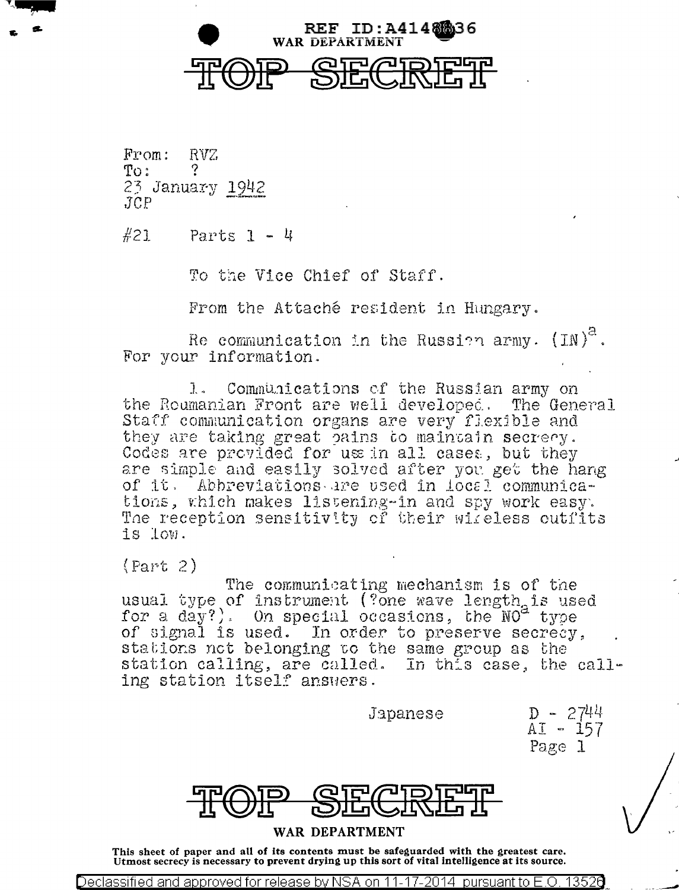REF ID:A4148836
WAR DEPARTMENT

# TOP SECRET

From: RVZ
To: ?
23 January 1942
JCP

#21 Parts 1 - 4

To the Vice Chief of Staff.

From the Attaché resident in Hungary.

Re communication in the Russian army. (IN)[a]. For your information.

1. Communications of the Russian army on the Roumanian Front are well developed. The General Staff communication organs are very flexible and they are taking great pains to maintain secrecy. Codes are provided for use in all cases, but they are simple and easily solved after you get the hang of it. Abbreviations are used in local communications, which makes listening-in and spy work easy. The reception sensitivity of their wireless outfits is low.

(Part 2)

The communicating mechanism is of the usual type of instrument (?one wave length[a] is used for a day?). On special occasions, the NO[a] type of signal is used. In order to preserve secrecy, stations not belonging to the same group as the station calling, are called. In this case, the calling station itself answers.

Japanese

D - 2744
AI - 157
Page 1

# TOP SECRET

WAR DEPARTMENT

This sheet of paper and all of its contents must be safeguarded with the greatest care. Utmost secrecy is necessary to prevent drying up this sort of vital intelligence at its source.

Declassified and approved for release by NSA on 11-17-2014 pursuant to E.O. 13526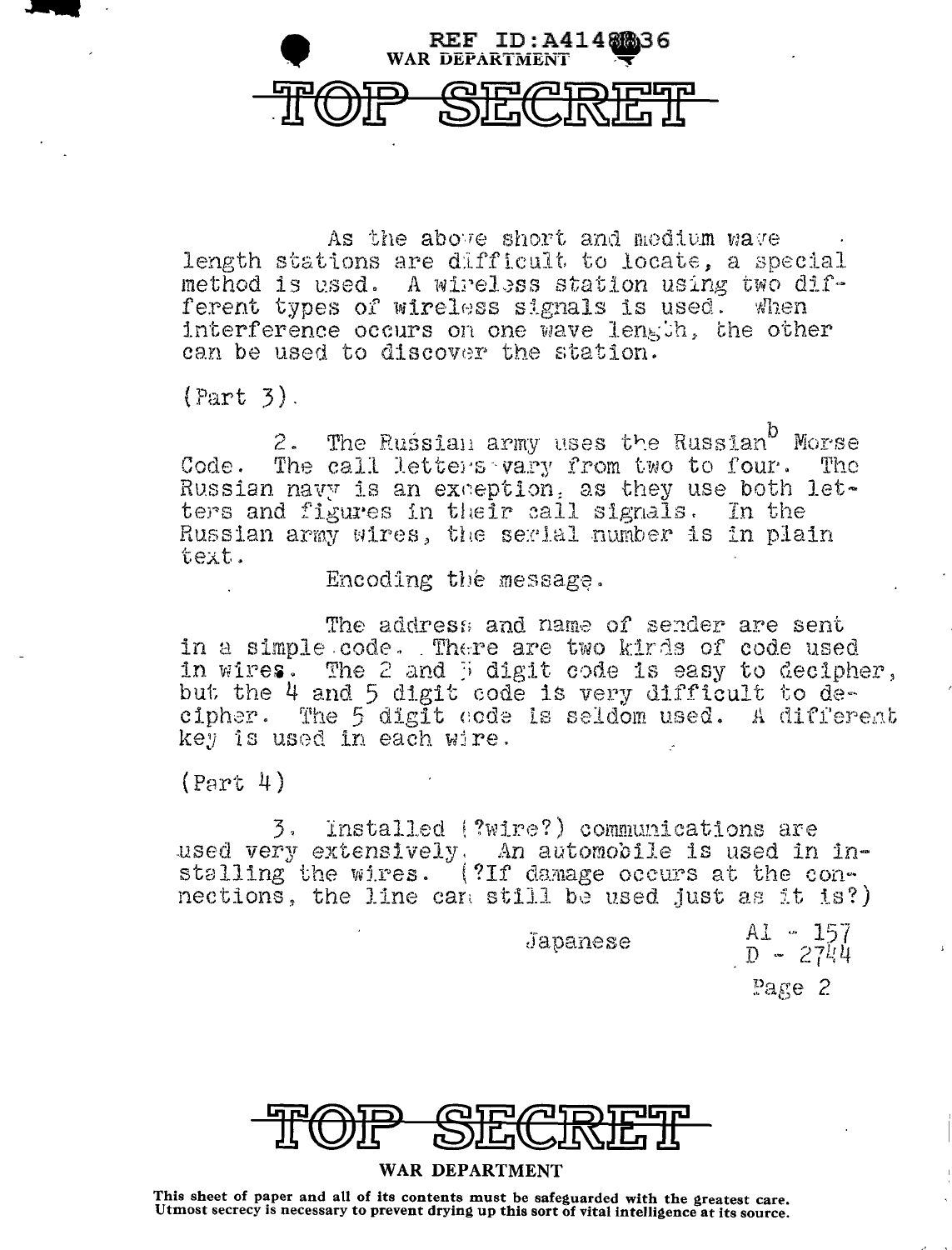As the above short and medium wave length stations are difficult to locate, a special method is used. A wireless station using two different types of wireless signals is used. When interference occurs on one wave length, the other can be used to discover the station.

(Part 3).

2. The Russian army uses the Russian[b] Morse Code. The call letters vary from two to four. The Russian navy is an exception, as they use both letters and figures in their call signals. In the Russian army wires, the serial number is in plain text.

Encoding the message.

The address and name of sender are sent in a simple code. There are two kinds of code used in wires. The 2 and 3 digit code is easy to decipher, but the 4 and 5 digit code is very difficult to decipher. The 5 digit code is seldom used. A different key is used in each wire.

(Part 4)

3. Installed (?wire?) communications are used very extensively. An automobile is used in installing the wires. (?If damage occurs at the connections, the line can still be used just as it is?)

Japanese

Al - 157
D - 2744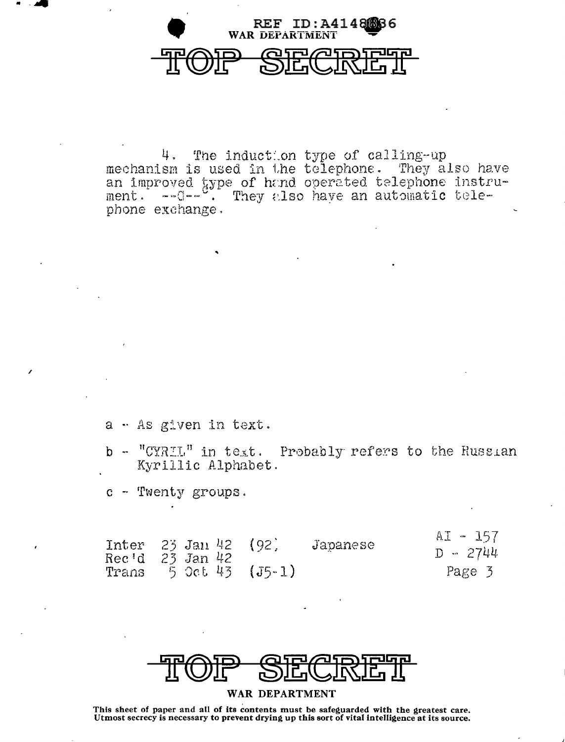REF ID:A4148836
WAR DEPARTMENT

TOP SECRET

4. The induction type of calling-up mechanism is used in the telephone. They also have an improved type of hand operated telephone instrument. --C--. They also have an automatic telephone exchange.

a - As given in text.

b - "CYRIL" in text. Probably refers to the Russian Kyrillic Alphabet.

c - Twenty groups.

| | | | | |
|---|---|---|---|---|
| Inter | 23 Jan 42 | (92) | Japanese | AI - 157 |
| Rec'd | 23 Jan 42 | | | D - 2744 |
| Trans | 5 Oct 43 | (J5-1) | | Page 3 |

TOP SECRET

WAR DEPARTMENT

This sheet of paper and all of its contents must be safeguarded with the greatest care. Utmost secrecy is necessary to prevent drying up this sort of vital intelligence at its source.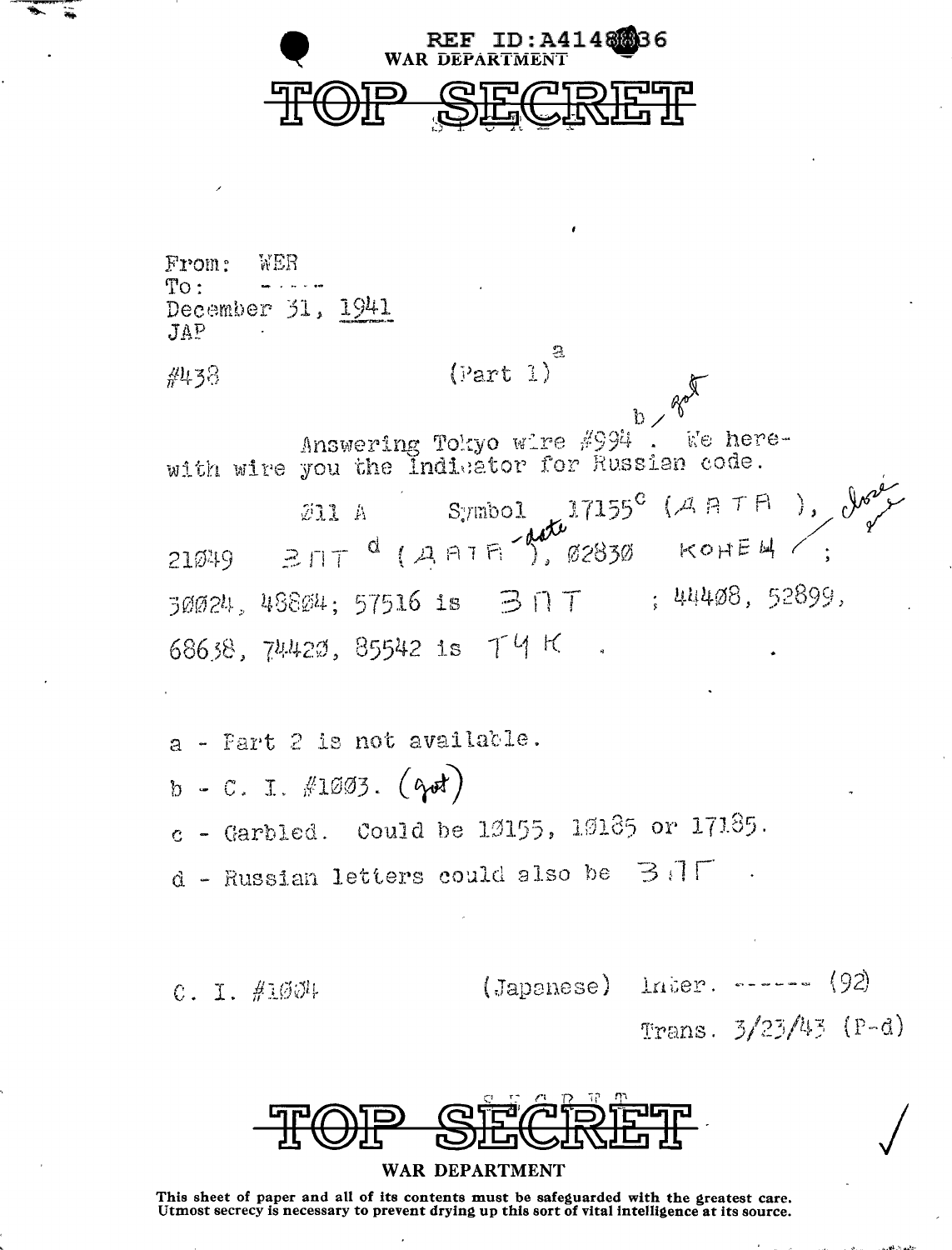REF ID:A4148836
WAR DEPARTMENT

# TOP SECRET

From: WER
To: ----
December 31, 1941
JAP

#438 (Part 1)[a]

Answering Tokyo wire #994[b] got. We herewith wire you the Indicator for Russian code.

Ø11 A Symbol 17155[c] (ДАТА), close

21Ø49 ЗПТ[d] (ДАТА -date), Ø283Ø КОНЕЦ;

3ØØ24, 488Ø4; 57516 is ЗПТ; 444Ø8, 52899,

68638, 7442Ø, 85542 is ТЧК.

a - Part 2 is not available.

b - C. I. #1ØØ3. (got)

c - Garbled. Could be 1Ø155, 1Ø185 or 17185.

d - Russian letters could also be ЗПГ.

C. I. #1ØØ4 (Japanese) Inter. ------ (92)

Trans. 3/23/43 (P-d)

# TOP SECRET

WAR DEPARTMENT

This sheet of paper and all of its contents must be safeguarded with the greatest care.
Utmost secrecy is necessary to prevent drying up this sort of vital intelligence at its source.